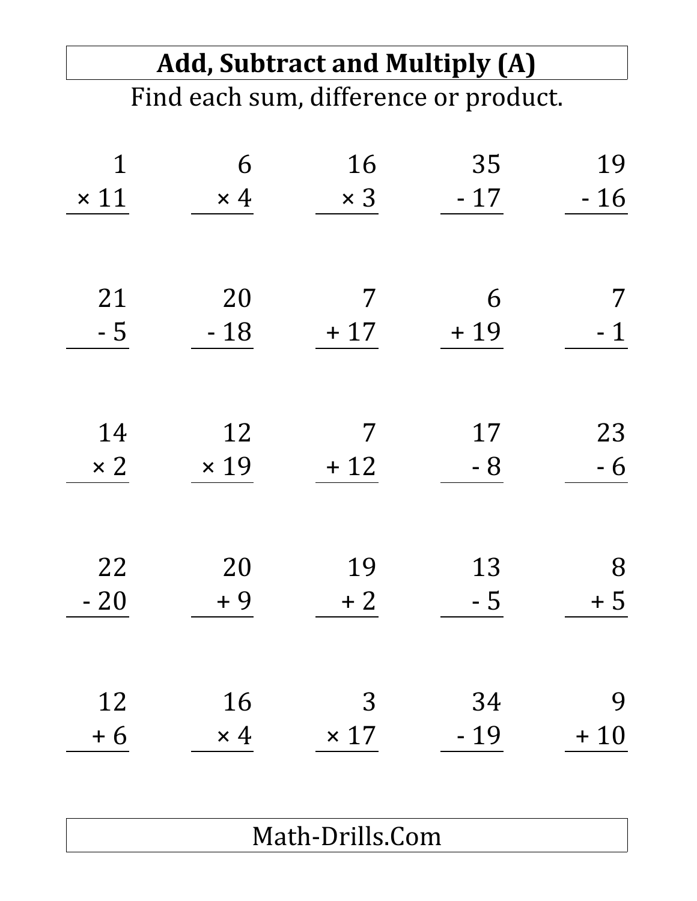# Add, Subtract and Multiply (A)

Find each sum, difference or product.

| | | | | |
|---|---|---|---|---|
| $1 \times 11$ | $6 \times 4$ | $16 \times 3$ | $35 - 17$ | $19 - 16$ |
| $21 - 5$ | $20 - 18$ | $7 + 17$ | $6 + 19$ | $7 - 1$ |
| $14 \times 2$ | $12 \times 19$ | $7 + 12$ | $17 - 8$ | $23 - 6$ |
| $22 - 20$ | $20 + 9$ | $19 + 2$ | $13 - 5$ | $8 + 5$ |
| $12 + 6$ | $16 \times 4$ | $3 \times 17$ | $34 - 19$ | $9 + 10$ |

Math-Drills.Com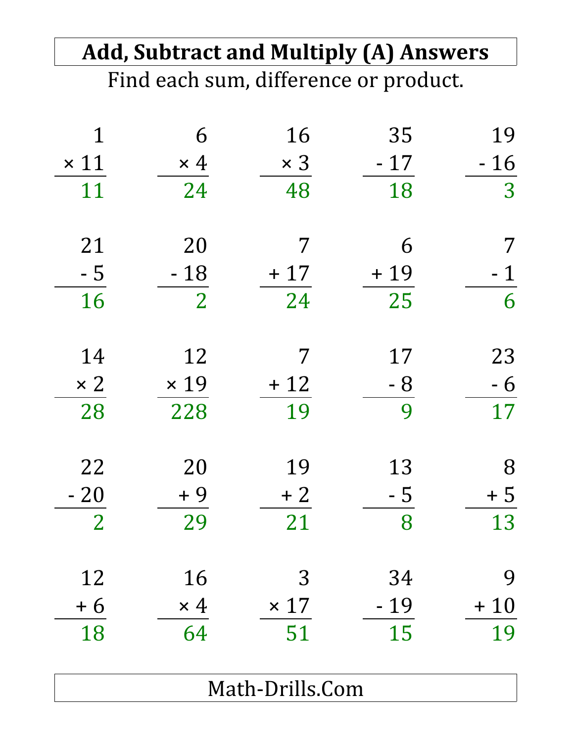# Add, Subtract and Multiply (A) Answers

Find each sum, difference or product.

| | | | | |
|---|---|---|---|---|
| $1 \times 11 = 11$ | $6 \times 4 = 24$ | $16 \times 3 = 48$ | $35 - 17 = 18$ | $19 - 16 = 3$ |
| $21 - 5 = 16$ | $20 - 18 = 2$ | $7 + 17 = 24$ | $6 + 19 = 25$ | $7 - 1 = 6$ |
| $14 \times 2 = 28$ | $12 \times 19 = 228$ | $7 + 12 = 19$ | $17 - 8 = 9$ | $23 - 6 = 17$ |
| $22 - 20 = 2$ | $20 + 9 = 29$ | $19 + 2 = 21$ | $13 - 5 = 8$ | $8 + 5 = 13$ |
| $12 + 6 = 18$ | $16 \times 4 = 64$ | $3 \times 17 = 51$ | $34 - 19 = 15$ | $9 + 10 = 19$ |

Math-Drills.Com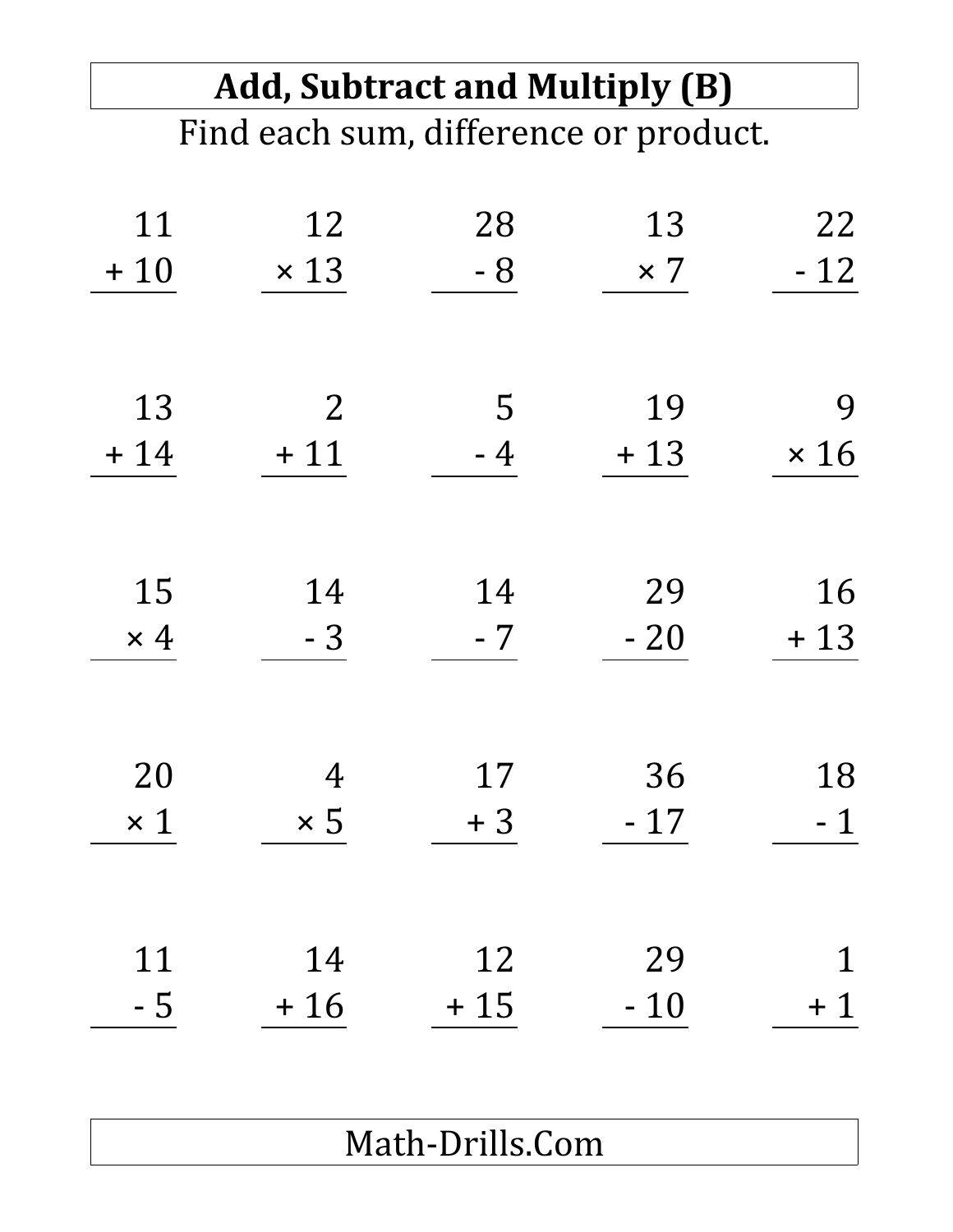# Add, Subtract and Multiply (B)

Find each sum, difference or product.

| | | | | |
|---|---|---|---|---|
| $11 + 10$ | $12 \times 13$ | $28 - 8$ | $13 \times 7$ | $22 - 12$ |
| $13 + 14$ | $2 + 11$ | $5 - 4$ | $19 + 13$ | $9 \times 16$ |
| $15 \times 4$ | $14 - 3$ | $14 - 7$ | $29 - 20$ | $16 + 13$ |
| $20 \times 1$ | $4 \times 5$ | $17 + 3$ | $36 - 17$ | $18 - 1$ |
| $11 - 5$ | $14 + 16$ | $12 + 15$ | $29 - 10$ | $1 + 1$ |

Math-Drills.Com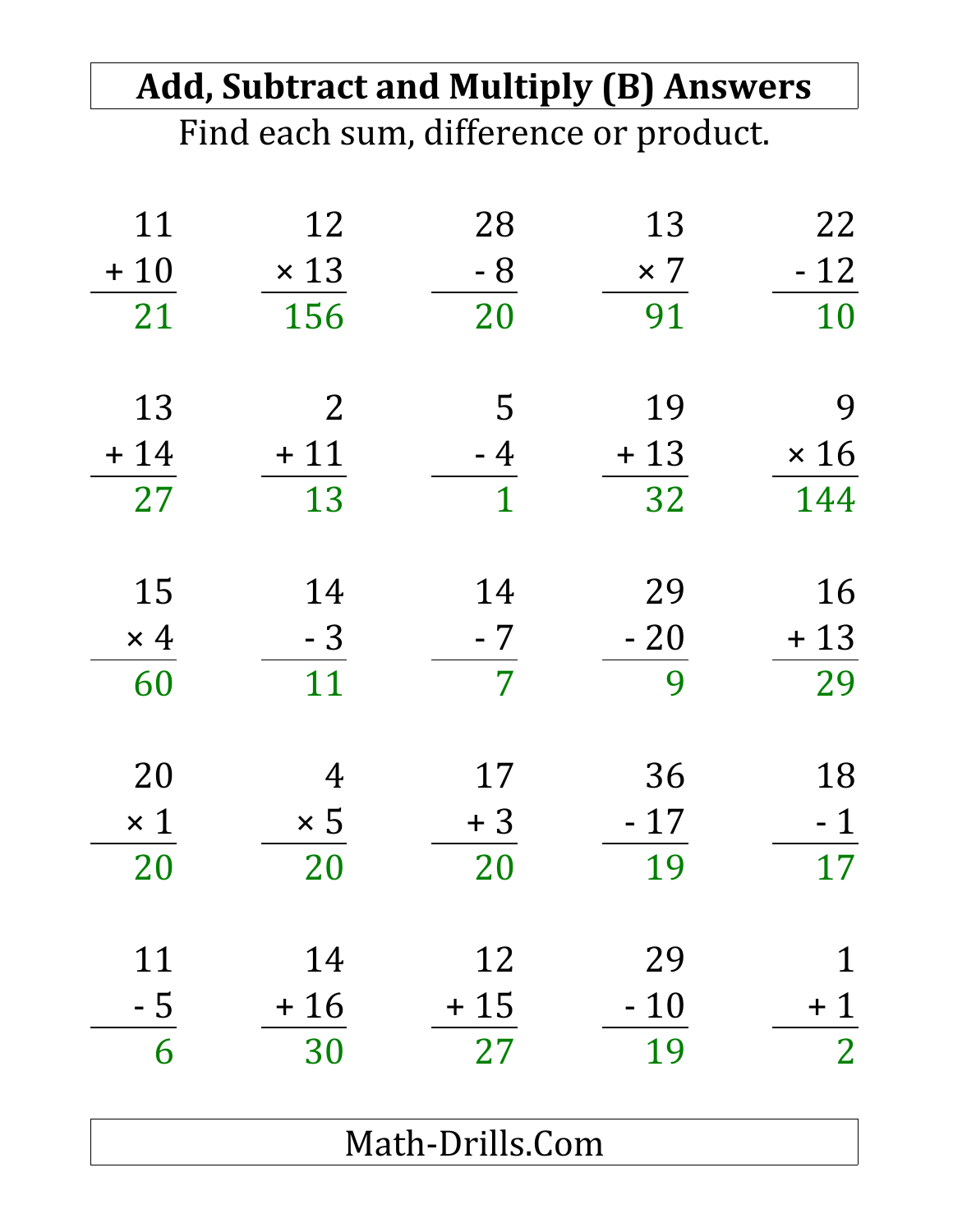# Add, Subtract and Multiply (B) Answers

Find each sum, difference or product.

| | | | | |
|---|---|---|---|---|
| $11 + 10 = 21$ | $12 \times 13 = 156$ | $28 - 8 = 20$ | $13 \times 7 = 91$ | $22 - 12 = 10$ |
| $13 + 14 = 27$ | $2 + 11 = 13$ | $5 - 4 = 1$ | $19 + 13 = 32$ | $9 \times 16 = 144$ |
| $15 \times 4 = 60$ | $14 - 3 = 11$ | $14 - 7 = 7$ | $29 - 20 = 9$ | $16 + 13 = 29$ |
| $20 \times 1 = 20$ | $4 \times 5 = 20$ | $17 + 3 = 20$ | $36 - 17 = 19$ | $18 - 1 = 17$ |
| $11 - 5 = 6$ | $14 + 16 = 30$ | $12 + 15 = 27$ | $29 - 10 = 19$ | $1 + 1 = 2$ |

Math-Drills.Com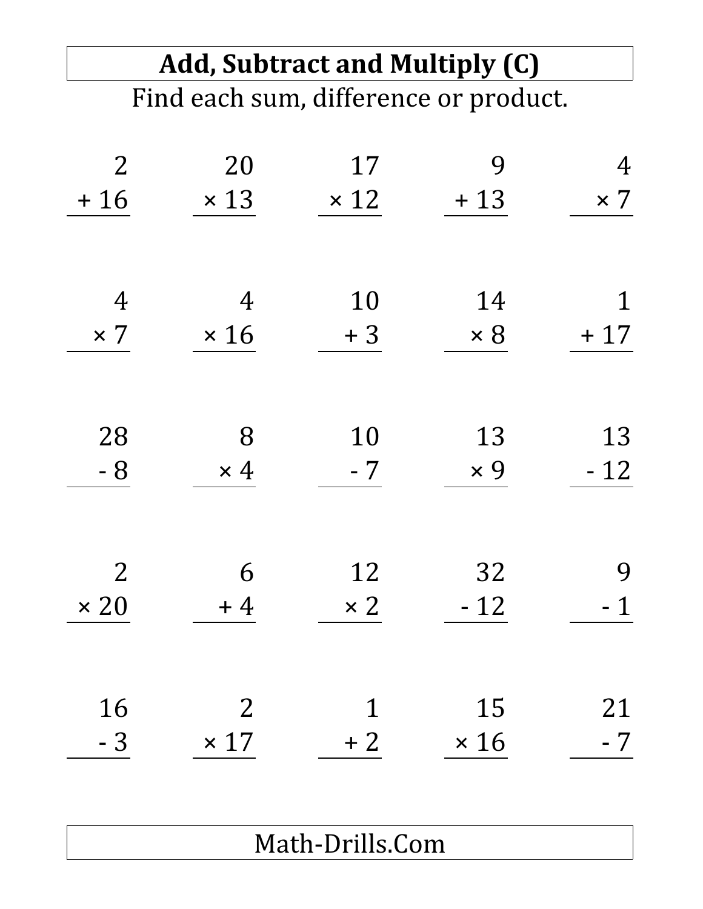# Add, Subtract and Multiply (C)

Find each sum, difference or product.

| | | | | |
|---|---|---|---|---|
| $2 + 16$ | $20 \times 13$ | $17 \times 12$ | $9 + 13$ | $4 \times 7$ |
| $4 \times 7$ | $4 \times 16$ | $10 + 3$ | $14 \times 8$ | $1 + 17$ |
| $28 - 8$ | $8 \times 4$ | $10 - 7$ | $13 \times 9$ | $13 - 12$ |
| $2 \times 20$ | $6 + 4$ | $12 \times 2$ | $32 - 12$ | $9 - 1$ |
| $16 - 3$ | $2 \times 17$ | $1 + 2$ | $15 \times 16$ | $21 - 7$ |

Math-Drills.Com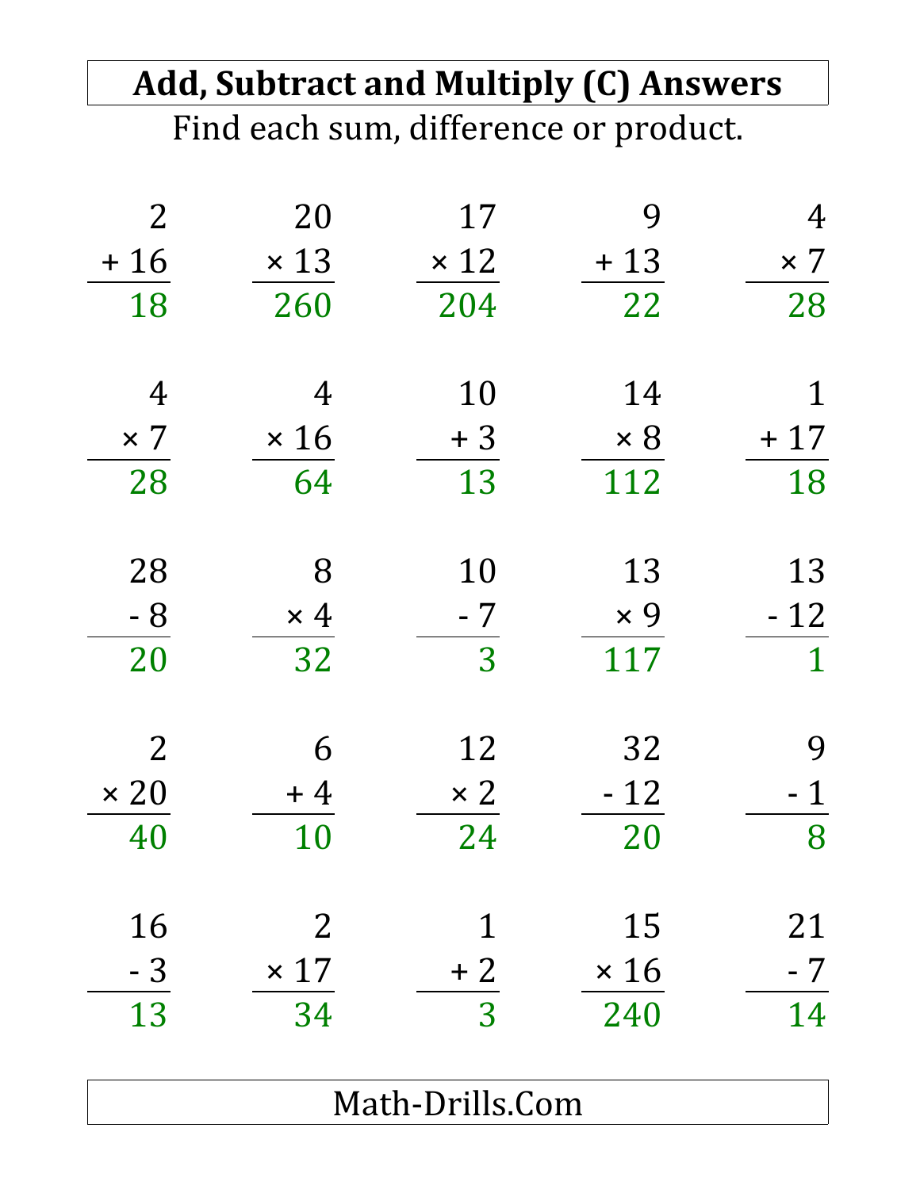# Add, Subtract and Multiply (C) Answers

Find each sum, difference or product.

| | | | | |
|---|---|---|---|---|
| $2 + 16 = 18$ | $20 \times 13 = 260$ | $17 \times 12 = 204$ | $9 + 13 = 22$ | $4 \times 7 = 28$ |
| $4 \times 7 = 28$ | $4 \times 16 = 64$ | $10 + 3 = 13$ | $14 \times 8 = 112$ | $1 + 17 = 18$ |
| $28 - 8 = 20$ | $8 \times 4 = 32$ | $10 - 7 = 3$ | $13 \times 9 = 117$ | $13 - 12 = 1$ |
| $2 \times 20 = 40$ | $6 + 4 = 10$ | $12 \times 2 = 24$ | $32 - 12 = 20$ | $9 - 1 = 8$ |
| $16 - 3 = 13$ | $2 \times 17 = 34$ | $1 + 2 = 3$ | $15 \times 16 = 240$ | $21 - 7 = 14$ |

Math-Drills.Com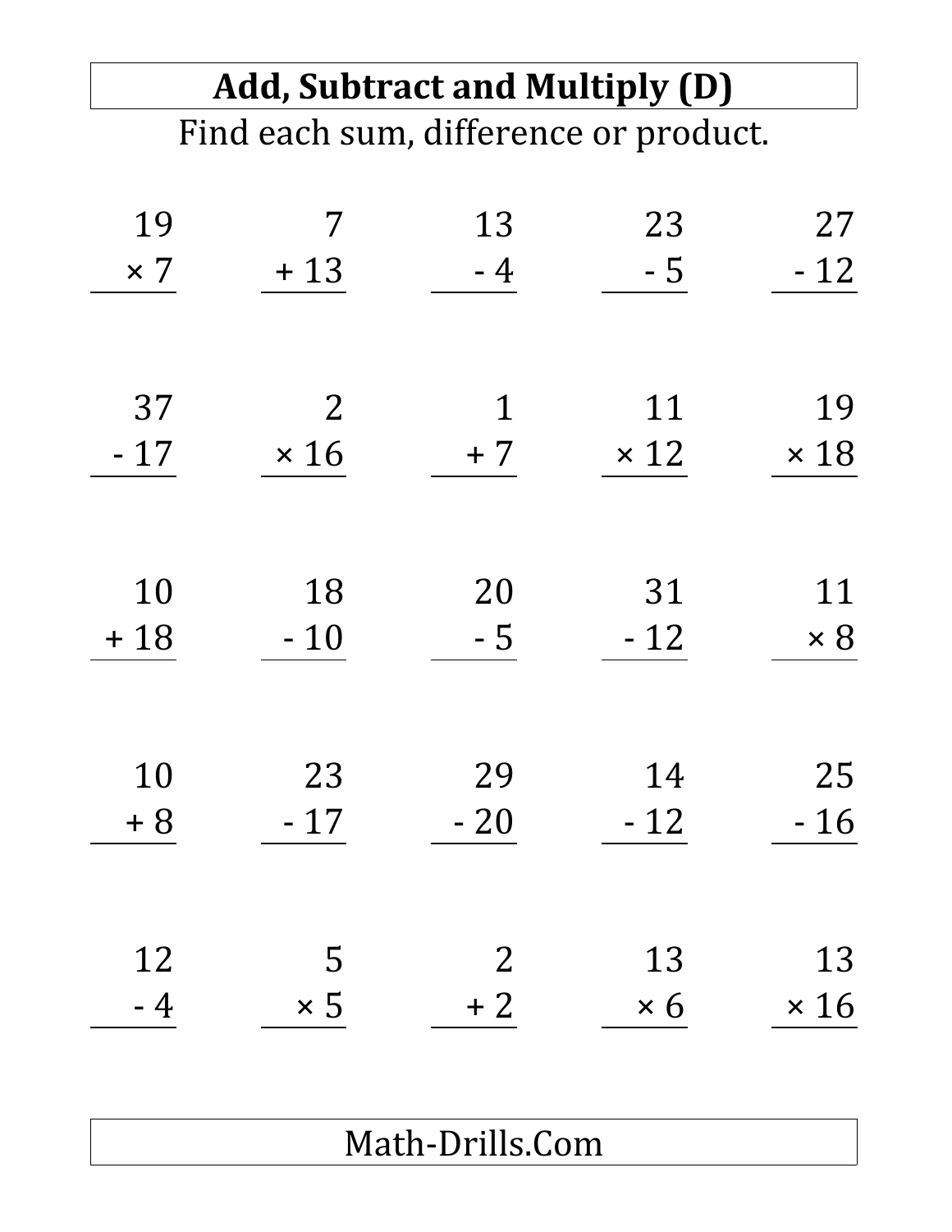# Add, Subtract and Multiply (D)

Find each sum, difference or product.

| | | | | |
|---|---|---|---|---|
| $\begin{array}{r} 19 \\ \times\ 7 \\ \hline \end{array}$ | $\begin{array}{r} 7 \\ +\ 13 \\ \hline \end{array}$ | $\begin{array}{r} 13 \\ -\ 4 \\ \hline \end{array}$ | $\begin{array}{r} 23 \\ -\ 5 \\ \hline \end{array}$ | $\begin{array}{r} 27 \\ -\ 12 \\ \hline \end{array}$ |
| $\begin{array}{r} 37 \\ -\ 17 \\ \hline \end{array}$ | $\begin{array}{r} 2 \\ \times\ 16 \\ \hline \end{array}$ | $\begin{array}{r} 1 \\ +\ 7 \\ \hline \end{array}$ | $\begin{array}{r} 11 \\ \times\ 12 \\ \hline \end{array}$ | $\begin{array}{r} 19 \\ \times\ 18 \\ \hline \end{array}$ |
| $\begin{array}{r} 10 \\ +\ 18 \\ \hline \end{array}$ | $\begin{array}{r} 18 \\ -\ 10 \\ \hline \end{array}$ | $\begin{array}{r} 20 \\ -\ 5 \\ \hline \end{array}$ | $\begin{array}{r} 31 \\ -\ 12 \\ \hline \end{array}$ | $\begin{array}{r} 11 \\ \times\ 8 \\ \hline \end{array}$ |
| $\begin{array}{r} 10 \\ +\ 8 \\ \hline \end{array}$ | $\begin{array}{r} 23 \\ -\ 17 \\ \hline \end{array}$ | $\begin{array}{r} 29 \\ -\ 20 \\ \hline \end{array}$ | $\begin{array}{r} 14 \\ -\ 12 \\ \hline \end{array}$ | $\begin{array}{r} 25 \\ -\ 16 \\ \hline \end{array}$ |
| $\begin{array}{r} 12 \\ -\ 4 \\ \hline \end{array}$ | $\begin{array}{r} 5 \\ \times\ 5 \\ \hline \end{array}$ | $\begin{array}{r} 2 \\ +\ 2 \\ \hline \end{array}$ | $\begin{array}{r} 13 \\ \times\ 6 \\ \hline \end{array}$ | $\begin{array}{r} 13 \\ \times\ 16 \\ \hline \end{array}$ |

Math-Drills.Com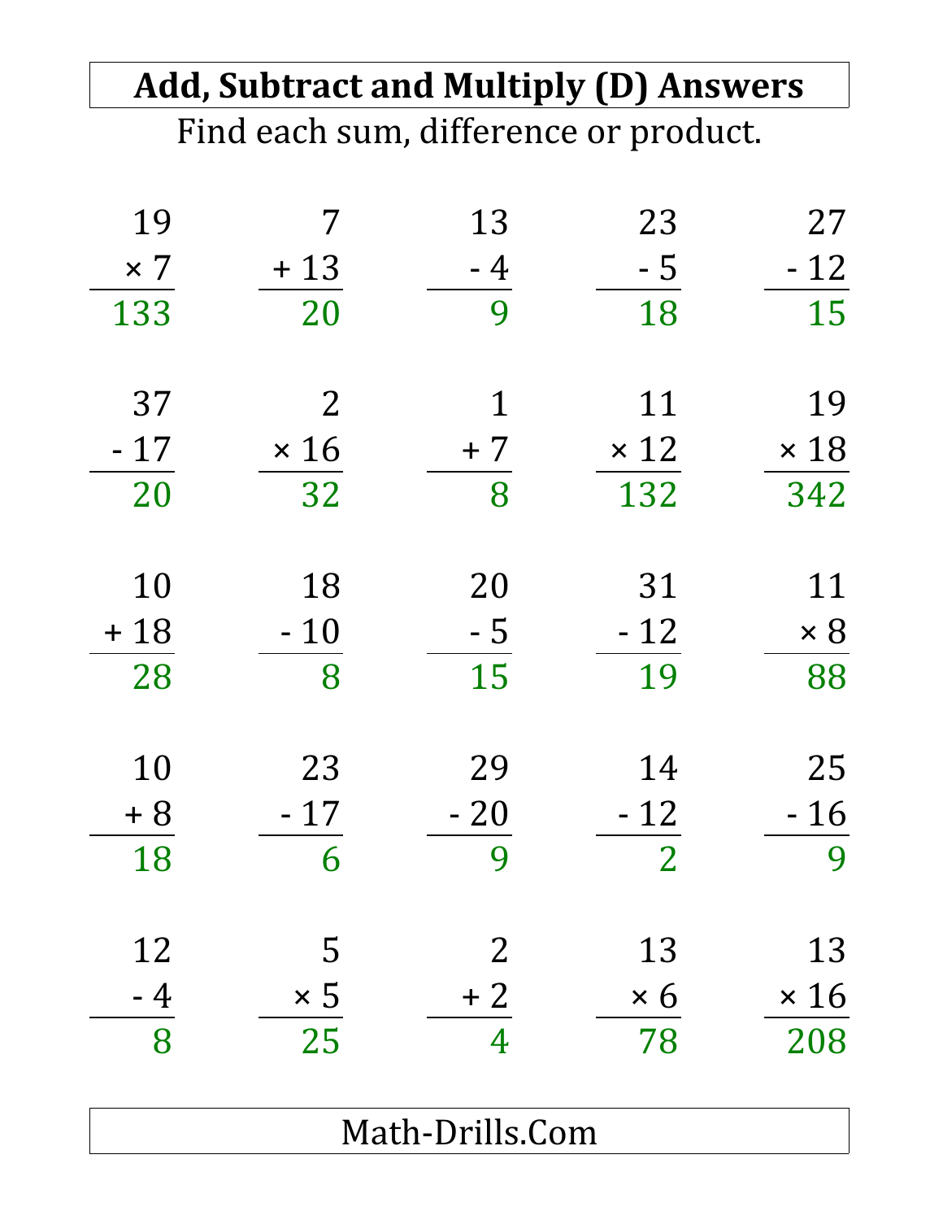# Add, Subtract and Multiply (D) Answers

Find each sum, difference or product.

| | | | | |
|---|---|---|---|---|
| $19 \times 7 = 133$ | $7 + 13 = 20$ | $13 - 4 = 9$ | $23 - 5 = 18$ | $27 - 12 = 15$ |
| $37 - 17 = 20$ | $2 \times 16 = 32$ | $1 + 7 = 8$ | $11 \times 12 = 132$ | $19 \times 18 = 342$ |
| $10 + 18 = 28$ | $18 - 10 = 8$ | $20 - 5 = 15$ | $31 - 12 = 19$ | $11 \times 8 = 88$ |
| $10 + 8 = 18$ | $23 - 17 = 6$ | $29 - 20 = 9$ | $14 - 12 = 2$ | $25 - 16 = 9$ |
| $12 - 4 = 8$ | $5 \times 5 = 25$ | $2 + 2 = 4$ | $13 \times 6 = 78$ | $13 \times 16 = 208$ |

Math-Drills.Com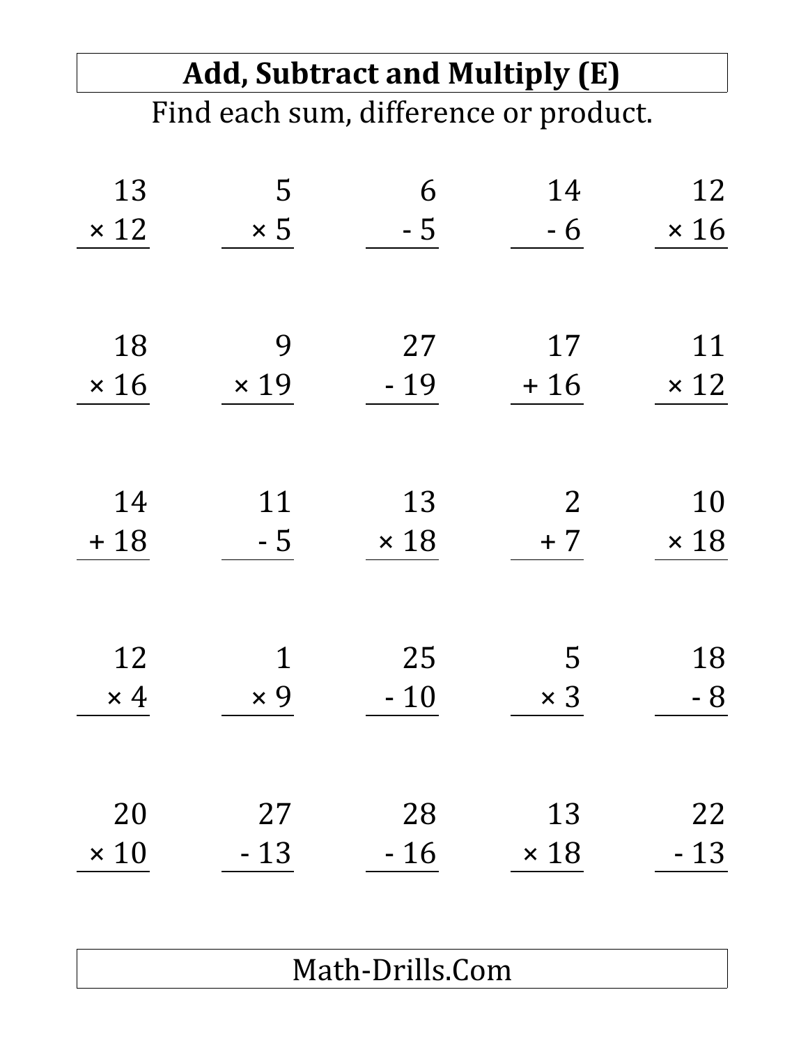# Add, Subtract and Multiply (E)

Find each sum, difference or product.

| | | | | |
|---|---|---|---|---|
| $13 \times 12$ | $5 \times 5$ | $6 - 5$ | $14 - 6$ | $12 \times 16$ |
| $18 \times 16$ | $9 \times 19$ | $27 - 19$ | $17 + 16$ | $11 \times 12$ |
| $14 + 18$ | $11 - 5$ | $13 \times 18$ | $2 + 7$ | $10 \times 18$ |
| $12 \times 4$ | $1 \times 9$ | $25 - 10$ | $5 \times 3$ | $18 - 8$ |
| $20 \times 10$ | $27 - 13$ | $28 - 16$ | $13 \times 18$ | $22 - 13$ |

Math-Drills.Com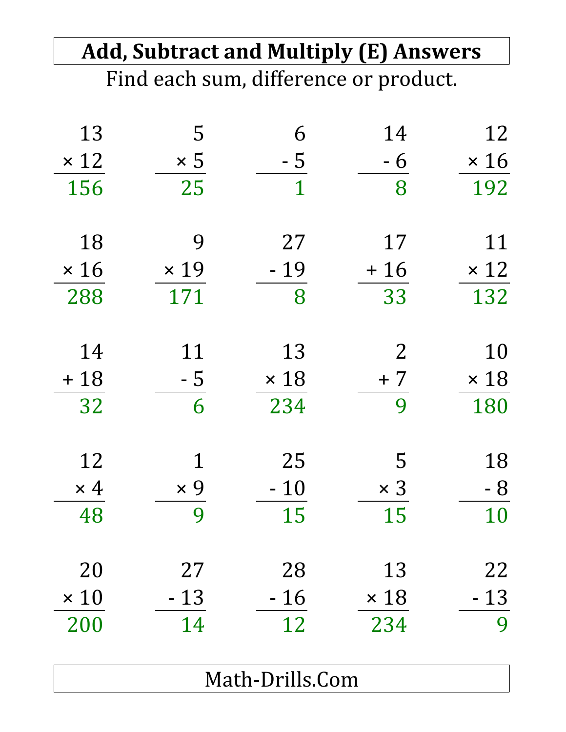# Add, Subtract and Multiply (E) Answers

Find each sum, difference or product.

| | | | | |
|---|---|---|---|---|
| $13 \times 12 = 156$ | $5 \times 5 = 25$ | $6 - 5 = 1$ | $14 - 6 = 8$ | $12 \times 16 = 192$ |
| $18 \times 16 = 288$ | $9 \times 19 = 171$ | $27 - 19 = 8$ | $17 + 16 = 33$ | $11 \times 12 = 132$ |
| $14 + 18 = 32$ | $11 - 5 = 6$ | $13 \times 18 = 234$ | $2 + 7 = 9$ | $10 \times 18 = 180$ |
| $12 \times 4 = 48$ | $1 \times 9 = 9$ | $25 - 10 = 15$ | $5 \times 3 = 15$ | $18 - 8 = 10$ |
| $20 \times 10 = 200$ | $27 - 13 = 14$ | $28 - 16 = 12$ | $13 \times 18 = 234$ | $22 - 13 = 9$ |

Math-Drills.Com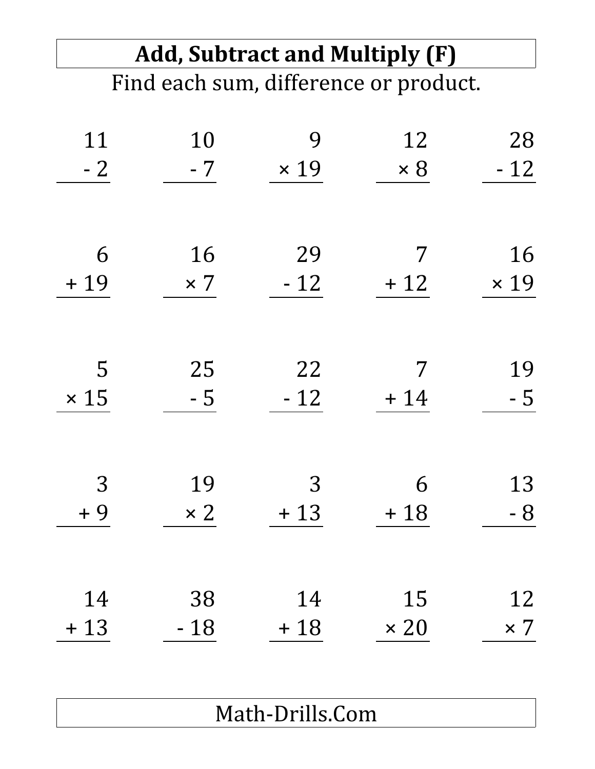# Add, Subtract and Multiply (F)

Find each sum, difference or product.

| | | | | |
|---|---|---|---|---|
| $\begin{array}{r} 11 \\ -\ 2 \\ \hline \end{array}$ | $\begin{array}{r} 10 \\ -\ 7 \\ \hline \end{array}$ | $\begin{array}{r} 9 \\ \times\ 19 \\ \hline \end{array}$ | $\begin{array}{r} 12 \\ \times\ 8 \\ \hline \end{array}$ | $\begin{array}{r} 28 \\ -\ 12 \\ \hline \end{array}$ |
| $\begin{array}{r} 6 \\ +\ 19 \\ \hline \end{array}$ | $\begin{array}{r} 16 \\ \times\ 7 \\ \hline \end{array}$ | $\begin{array}{r} 29 \\ -\ 12 \\ \hline \end{array}$ | $\begin{array}{r} 7 \\ +\ 12 \\ \hline \end{array}$ | $\begin{array}{r} 16 \\ \times\ 19 \\ \hline \end{array}$ |
| $\begin{array}{r} 5 \\ \times\ 15 \\ \hline \end{array}$ | $\begin{array}{r} 25 \\ -\ 5 \\ \hline \end{array}$ | $\begin{array}{r} 22 \\ -\ 12 \\ \hline \end{array}$ | $\begin{array}{r} 7 \\ +\ 14 \\ \hline \end{array}$ | $\begin{array}{r} 19 \\ -\ 5 \\ \hline \end{array}$ |
| $\begin{array}{r} 3 \\ +\ 9 \\ \hline \end{array}$ | $\begin{array}{r} 19 \\ \times\ 2 \\ \hline \end{array}$ | $\begin{array}{r} 3 \\ +\ 13 \\ \hline \end{array}$ | $\begin{array}{r} 6 \\ +\ 18 \\ \hline \end{array}$ | $\begin{array}{r} 13 \\ -\ 8 \\ \hline \end{array}$ |
| $\begin{array}{r} 14 \\ +\ 13 \\ \hline \end{array}$ | $\begin{array}{r} 38 \\ -\ 18 \\ \hline \end{array}$ | $\begin{array}{r} 14 \\ +\ 18 \\ \hline \end{array}$ | $\begin{array}{r} 15 \\ \times\ 20 \\ \hline \end{array}$ | $\begin{array}{r} 12 \\ \times\ 7 \\ \hline \end{array}$ |

Math-Drills.Com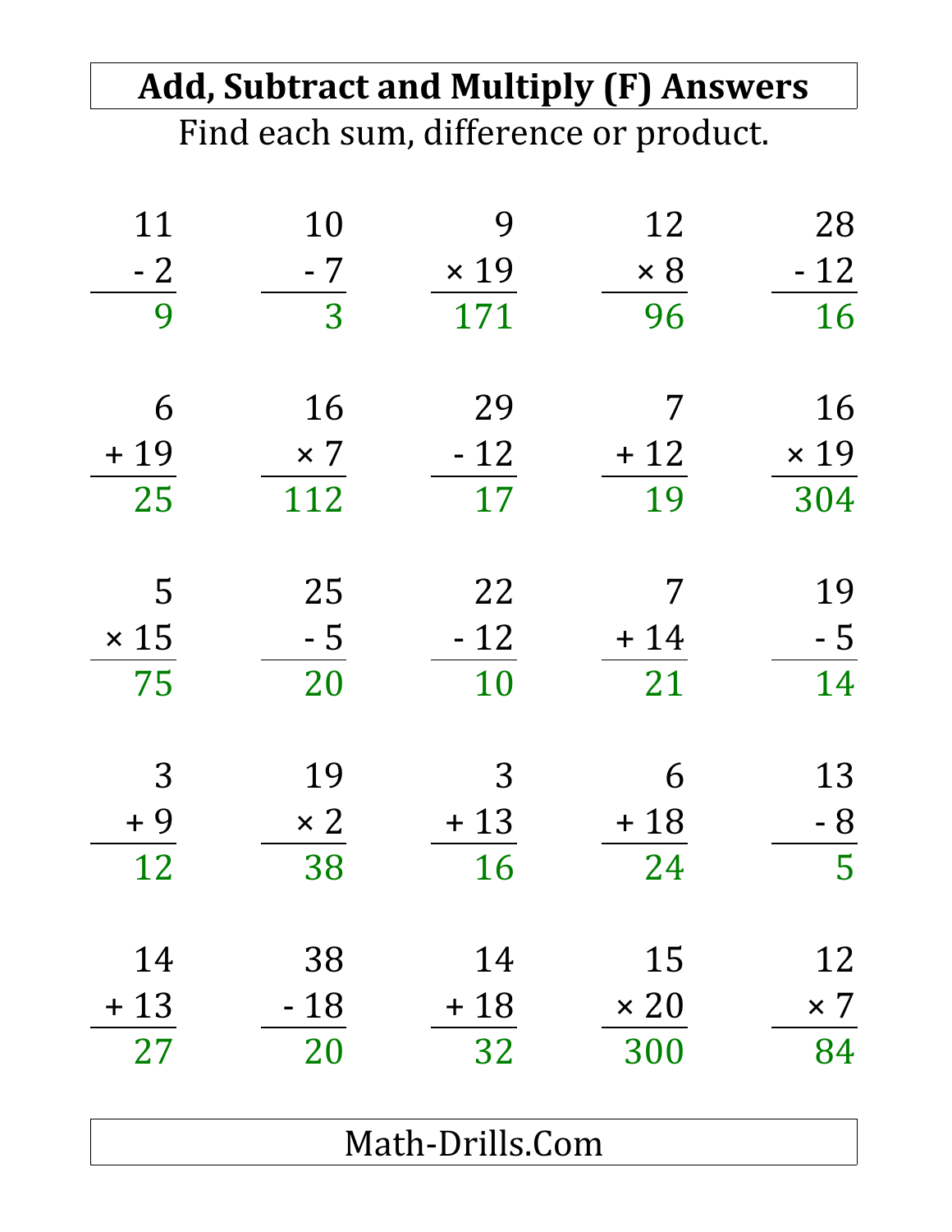# Add, Subtract and Multiply (F) Answers

Find each sum, difference or product.

| | | | | |
|---|---|---|---|---|
| $11 - 2 = 9$ | $10 - 7 = 3$ | $9 \times 19 = 171$ | $12 \times 8 = 96$ | $28 - 12 = 16$ |
| $6 + 19 = 25$ | $16 \times 7 = 112$ | $29 - 12 = 17$ | $7 + 12 = 19$ | $16 \times 19 = 304$ |
| $5 \times 15 = 75$ | $25 - 5 = 20$ | $22 - 12 = 10$ | $7 + 14 = 21$ | $19 - 5 = 14$ |
| $3 + 9 = 12$ | $19 \times 2 = 38$ | $3 + 13 = 16$ | $6 + 18 = 24$ | $13 - 8 = 5$ |
| $14 + 13 = 27$ | $38 - 18 = 20$ | $14 + 18 = 32$ | $15 \times 20 = 300$ | $12 \times 7 = 84$ |

Math-Drills.Com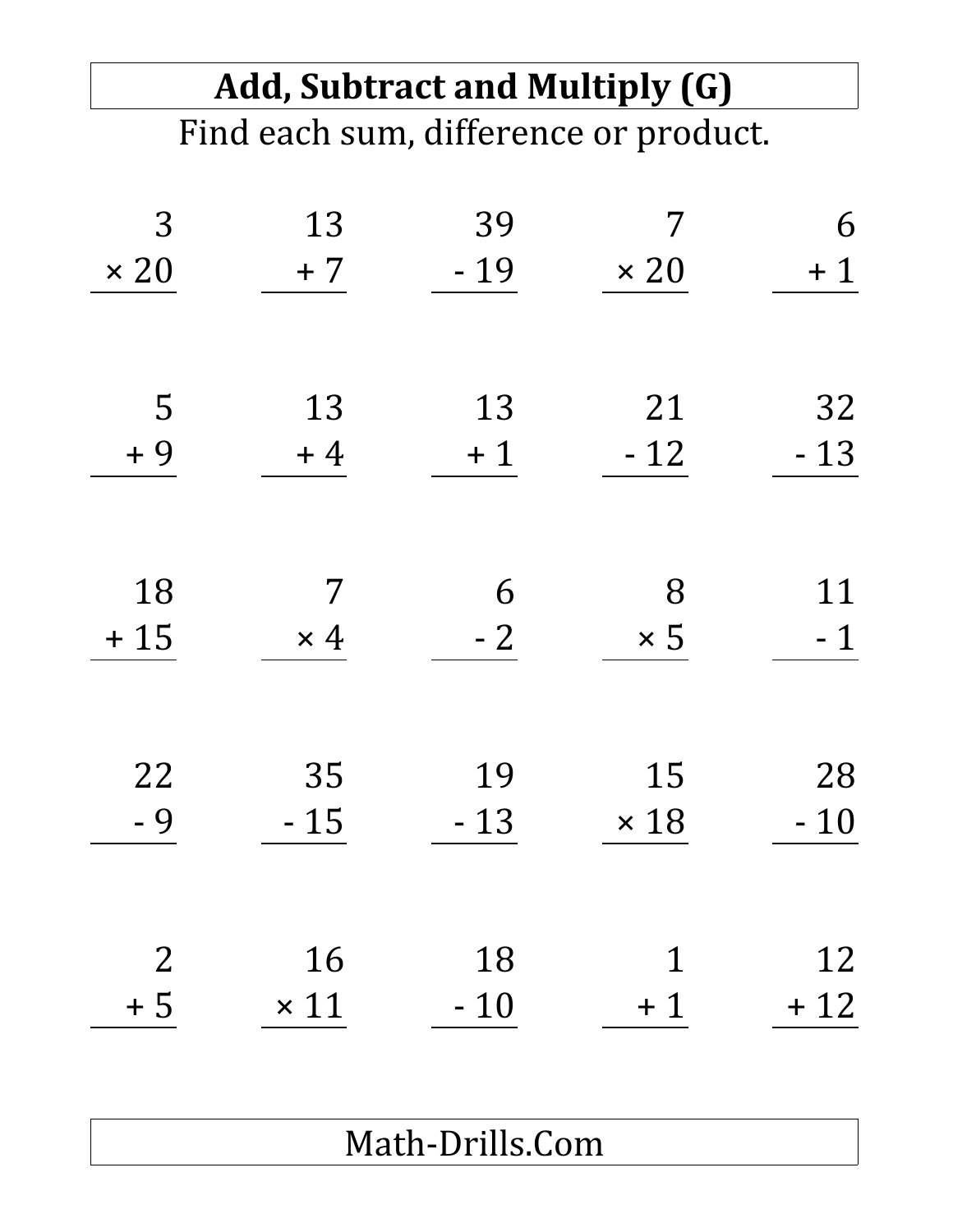# Add, Subtract and Multiply (G)

Find each sum, difference or product.

| | | | | |
|---|---|---|---|---|
| $\begin{array}{r} 3 \\ \times\ 20 \\ \hline \end{array}$ | $\begin{array}{r} 13 \\ +\ 7 \\ \hline \end{array}$ | $\begin{array}{r} 39 \\ -\ 19 \\ \hline \end{array}$ | $\begin{array}{r} 7 \\ \times\ 20 \\ \hline \end{array}$ | $\begin{array}{r} 6 \\ +\ 1 \\ \hline \end{array}$ |
| $\begin{array}{r} 5 \\ +\ 9 \\ \hline \end{array}$ | $\begin{array}{r} 13 \\ +\ 4 \\ \hline \end{array}$ | $\begin{array}{r} 13 \\ +\ 1 \\ \hline \end{array}$ | $\begin{array}{r} 21 \\ -\ 12 \\ \hline \end{array}$ | $\begin{array}{r} 32 \\ -\ 13 \\ \hline \end{array}$ |
| $\begin{array}{r} 18 \\ +\ 15 \\ \hline \end{array}$ | $\begin{array}{r} 7 \\ \times\ 4 \\ \hline \end{array}$ | $\begin{array}{r} 6 \\ -\ 2 \\ \hline \end{array}$ | $\begin{array}{r} 8 \\ \times\ 5 \\ \hline \end{array}$ | $\begin{array}{r} 11 \\ -\ 1 \\ \hline \end{array}$ |
| $\begin{array}{r} 22 \\ -\ 9 \\ \hline \end{array}$ | $\begin{array}{r} 35 \\ -\ 15 \\ \hline \end{array}$ | $\begin{array}{r} 19 \\ -\ 13 \\ \hline \end{array}$ | $\begin{array}{r} 15 \\ \times\ 18 \\ \hline \end{array}$ | $\begin{array}{r} 28 \\ -\ 10 \\ \hline \end{array}$ |
| $\begin{array}{r} 2 \\ +\ 5 \\ \hline \end{array}$ | $\begin{array}{r} 16 \\ \times\ 11 \\ \hline \end{array}$ | $\begin{array}{r} 18 \\ -\ 10 \\ \hline \end{array}$ | $\begin{array}{r} 1 \\ +\ 1 \\ \hline \end{array}$ | $\begin{array}{r} 12 \\ +\ 12 \\ \hline \end{array}$ |

Math-Drills.Com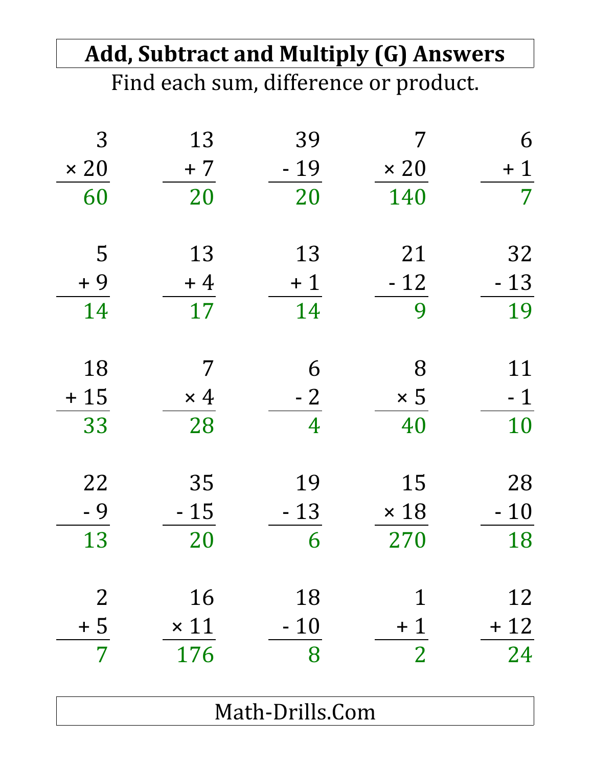# Add, Subtract and Multiply (G) Answers

Find each sum, difference or product.

| | | | | |
|---|---|---|---|---|
| $3 \times 20 = 60$ | $13 + 7 = 20$ | $39 - 19 = 20$ | $7 \times 20 = 140$ | $6 + 1 = 7$ |
| $5 + 9 = 14$ | $13 + 4 = 17$ | $13 + 1 = 14$ | $21 - 12 = 9$ | $32 - 13 = 19$ |
| $18 + 15 = 33$ | $7 \times 4 = 28$ | $6 - 2 = 4$ | $8 \times 5 = 40$ | $11 - 1 = 10$ |
| $22 - 9 = 13$ | $35 - 15 = 20$ | $19 - 13 = 6$ | $15 \times 18 = 270$ | $28 - 10 = 18$ |
| $2 + 5 = 7$ | $16 \times 11 = 176$ | $18 - 10 = 8$ | $1 + 1 = 2$ | $12 + 12 = 24$ |

Math-Drills.Com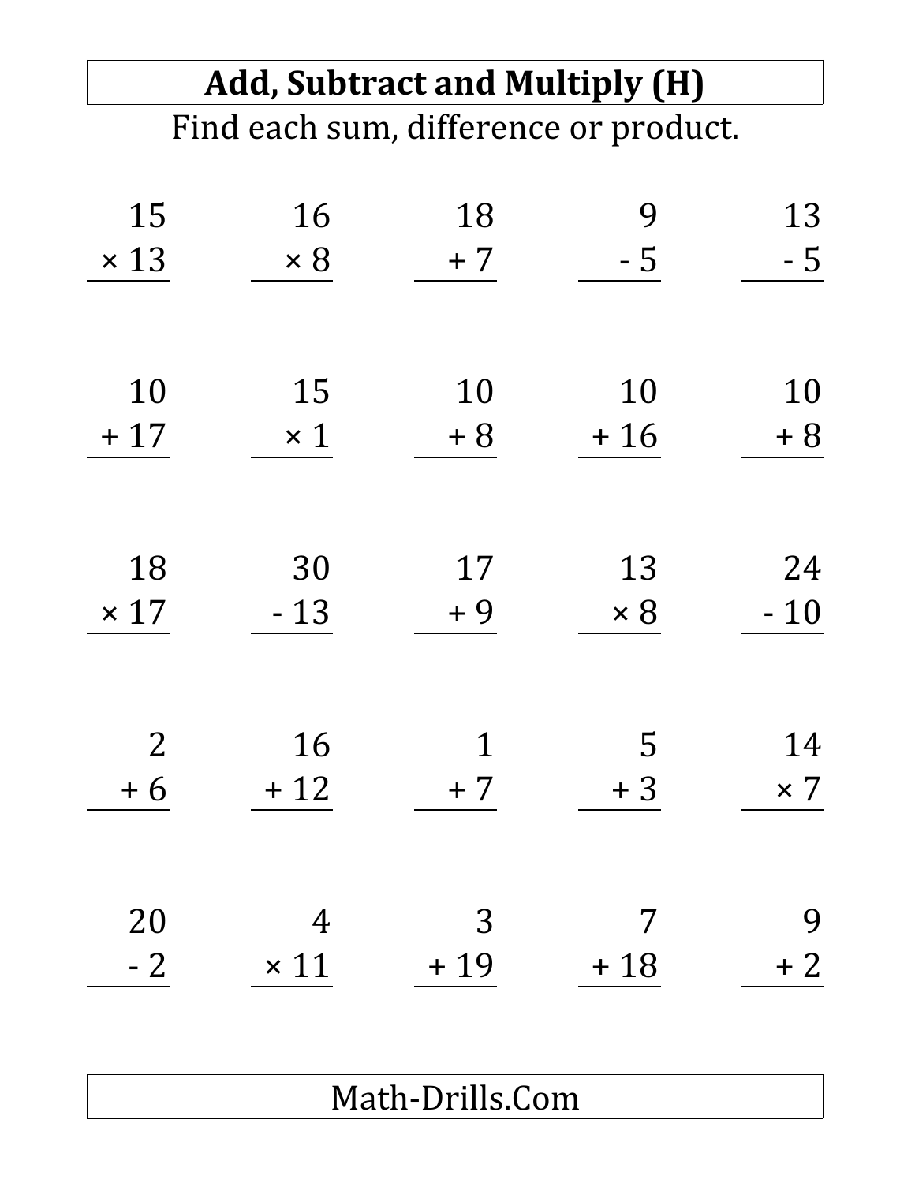# Add, Subtract and Multiply (H)

Find each sum, difference or product.

| | | | | |
|---|---|---|---|---|
| $\begin{array}{r} 15 \\ \times\ 13 \\ \hline \end{array}$ | $\begin{array}{r} 16 \\ \times\ 8 \\ \hline \end{array}$ | $\begin{array}{r} 18 \\ +\ 7 \\ \hline \end{array}$ | $\begin{array}{r} 9 \\ -\ 5 \\ \hline \end{array}$ | $\begin{array}{r} 13 \\ -\ 5 \\ \hline \end{array}$ |
| $\begin{array}{r} 10 \\ +\ 17 \\ \hline \end{array}$ | $\begin{array}{r} 15 \\ \times\ 1 \\ \hline \end{array}$ | $\begin{array}{r} 10 \\ +\ 8 \\ \hline \end{array}$ | $\begin{array}{r} 10 \\ +\ 16 \\ \hline \end{array}$ | $\begin{array}{r} 10 \\ +\ 8 \\ \hline \end{array}$ |
| $\begin{array}{r} 18 \\ \times\ 17 \\ \hline \end{array}$ | $\begin{array}{r} 30 \\ -\ 13 \\ \hline \end{array}$ | $\begin{array}{r} 17 \\ +\ 9 \\ \hline \end{array}$ | $\begin{array}{r} 13 \\ \times\ 8 \\ \hline \end{array}$ | $\begin{array}{r} 24 \\ -\ 10 \\ \hline \end{array}$ |
| $\begin{array}{r} 2 \\ +\ 6 \\ \hline \end{array}$ | $\begin{array}{r} 16 \\ +\ 12 \\ \hline \end{array}$ | $\begin{array}{r} 1 \\ +\ 7 \\ \hline \end{array}$ | $\begin{array}{r} 5 \\ +\ 3 \\ \hline \end{array}$ | $\begin{array}{r} 14 \\ \times\ 7 \\ \hline \end{array}$ |
| $\begin{array}{r} 20 \\ -\ 2 \\ \hline \end{array}$ | $\begin{array}{r} 4 \\ \times\ 11 \\ \hline \end{array}$ | $\begin{array}{r} 3 \\ +\ 19 \\ \hline \end{array}$ | $\begin{array}{r} 7 \\ +\ 18 \\ \hline \end{array}$ | $\begin{array}{r} 9 \\ +\ 2 \\ \hline \end{array}$ |

Math-Drills.Com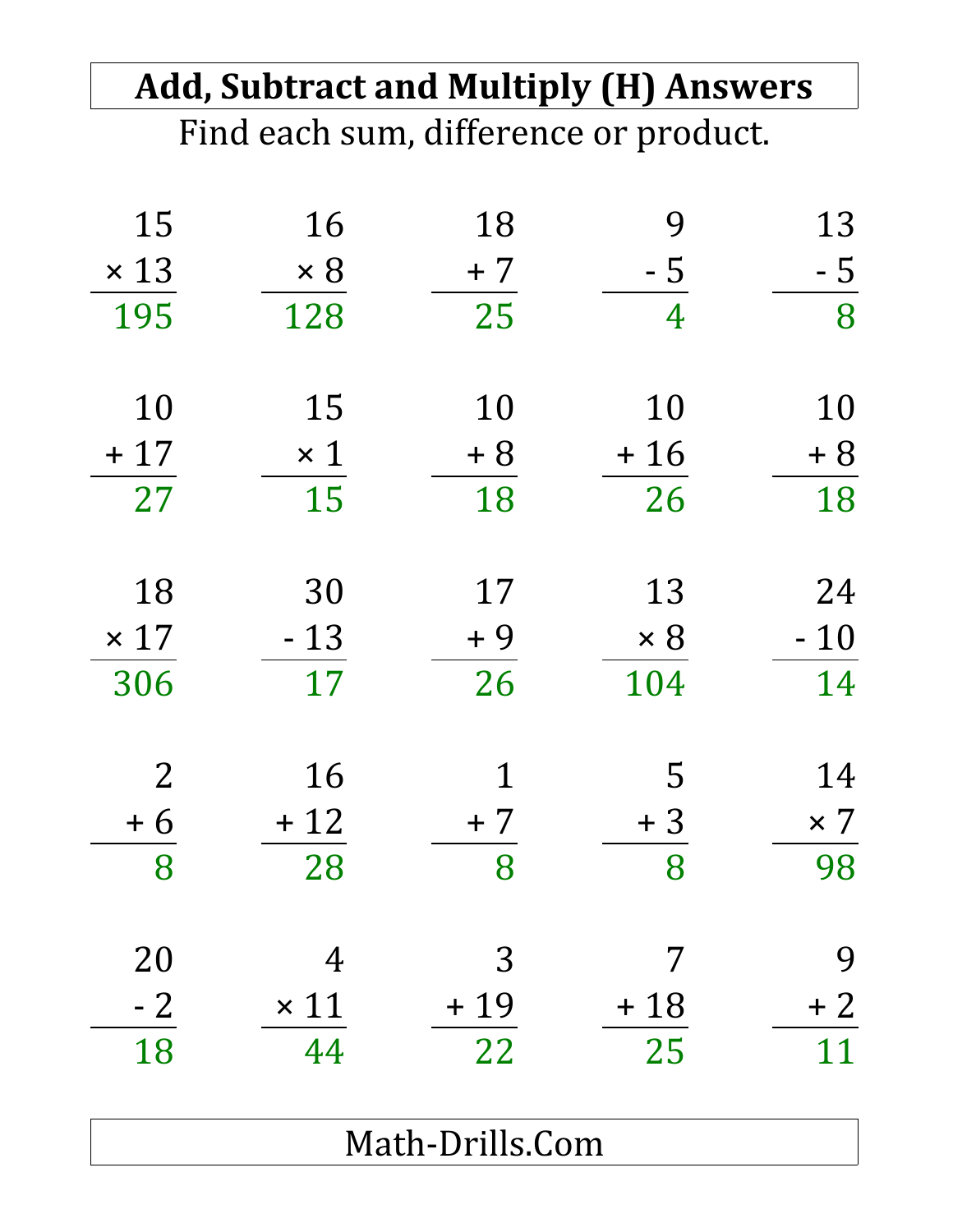# Add, Subtract and Multiply (H) Answers

Find each sum, difference or product.

| | | | | |
|---|---|---|---|---|
| $15 \times 13 = 195$ | $16 \times 8 = 128$ | $18 + 7 = 25$ | $9 - 5 = 4$ | $13 - 5 = 8$ |
| $10 + 17 = 27$ | $15 \times 1 = 15$ | $10 + 8 = 18$ | $10 + 16 = 26$ | $10 + 8 = 18$ |
| $18 \times 17 = 306$ | $30 - 13 = 17$ | $17 + 9 = 26$ | $13 \times 8 = 104$ | $24 - 10 = 14$ |
| $2 + 6 = 8$ | $16 + 12 = 28$ | $1 + 7 = 8$ | $5 + 3 = 8$ | $14 \times 7 = 98$ |
| $20 - 2 = 18$ | $4 \times 11 = 44$ | $3 + 19 = 22$ | $7 + 18 = 25$ | $9 + 2 = 11$ |

Math-Drills.Com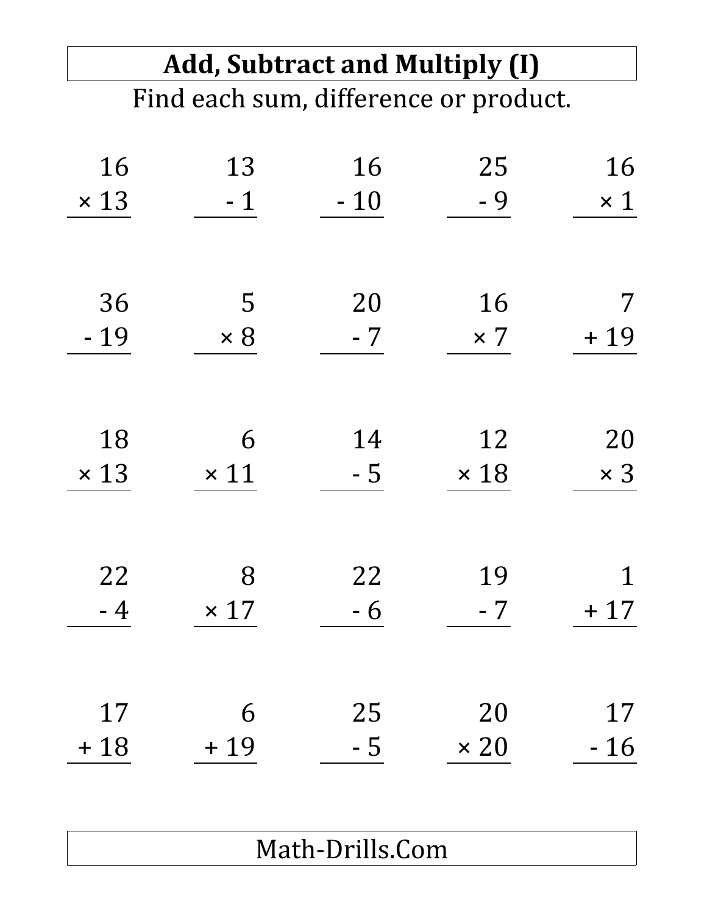# Add, Subtract and Multiply (I)

Find each sum, difference or product.

| | | | | |
|---|---|---|---|---|
| $\begin{array}{r} 16 \\ \times\ 13 \\ \hline \end{array}$ | $\begin{array}{r} 13 \\ -\ 1 \\ \hline \end{array}$ | $\begin{array}{r} 16 \\ -\ 10 \\ \hline \end{array}$ | $\begin{array}{r} 25 \\ -\ 9 \\ \hline \end{array}$ | $\begin{array}{r} 16 \\ \times\ 1 \\ \hline \end{array}$ |
| $\begin{array}{r} 36 \\ -\ 19 \\ \hline \end{array}$ | $\begin{array}{r} 5 \\ \times\ 8 \\ \hline \end{array}$ | $\begin{array}{r} 20 \\ -\ 7 \\ \hline \end{array}$ | $\begin{array}{r} 16 \\ \times\ 7 \\ \hline \end{array}$ | $\begin{array}{r} 7 \\ +\ 19 \\ \hline \end{array}$ |
| $\begin{array}{r} 18 \\ \times\ 13 \\ \hline \end{array}$ | $\begin{array}{r} 6 \\ \times\ 11 \\ \hline \end{array}$ | $\begin{array}{r} 14 \\ -\ 5 \\ \hline \end{array}$ | $\begin{array}{r} 12 \\ \times\ 18 \\ \hline \end{array}$ | $\begin{array}{r} 20 \\ \times\ 3 \\ \hline \end{array}$ |
| $\begin{array}{r} 22 \\ -\ 4 \\ \hline \end{array}$ | $\begin{array}{r} 8 \\ \times\ 17 \\ \hline \end{array}$ | $\begin{array}{r} 22 \\ -\ 6 \\ \hline \end{array}$ | $\begin{array}{r} 19 \\ -\ 7 \\ \hline \end{array}$ | $\begin{array}{r} 1 \\ +\ 17 \\ \hline \end{array}$ |
| $\begin{array}{r} 17 \\ +\ 18 \\ \hline \end{array}$ | $\begin{array}{r} 6 \\ +\ 19 \\ \hline \end{array}$ | $\begin{array}{r} 25 \\ -\ 5 \\ \hline \end{array}$ | $\begin{array}{r} 20 \\ \times\ 20 \\ \hline \end{array}$ | $\begin{array}{r} 17 \\ -\ 16 \\ \hline \end{array}$ |

Math-Drills.Com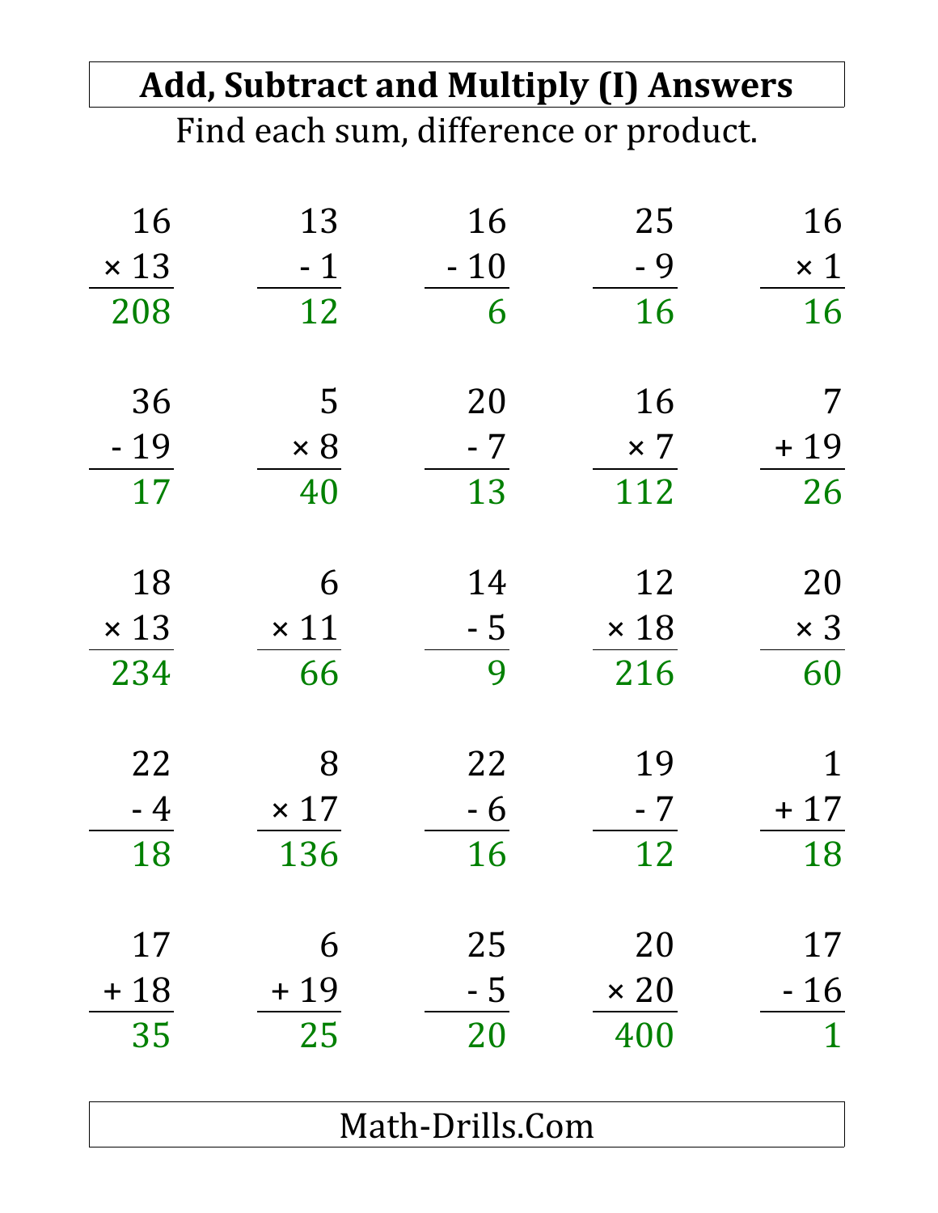# Add, Subtract and Multiply (I) Answers

Find each sum, difference or product.

| | | | | |
|---|---|---|---|---|
| $16 \times 13 = 208$ | $13 - 1 = 12$ | $16 - 10 = 6$ | $25 - 9 = 16$ | $16 \times 1 = 16$ |
| $36 - 19 = 17$ | $5 \times 8 = 40$ | $20 - 7 = 13$ | $16 \times 7 = 112$ | $7 + 19 = 26$ |
| $18 \times 13 = 234$ | $6 \times 11 = 66$ | $14 - 5 = 9$ | $12 \times 18 = 216$ | $20 \times 3 = 60$ |
| $22 - 4 = 18$ | $8 \times 17 = 136$ | $22 - 6 = 16$ | $19 - 7 = 12$ | $1 + 17 = 18$ |
| $17 + 18 = 35$ | $6 + 19 = 25$ | $25 - 5 = 20$ | $20 \times 20 = 400$ | $17 - 16 = 1$ |

Math-Drills.Com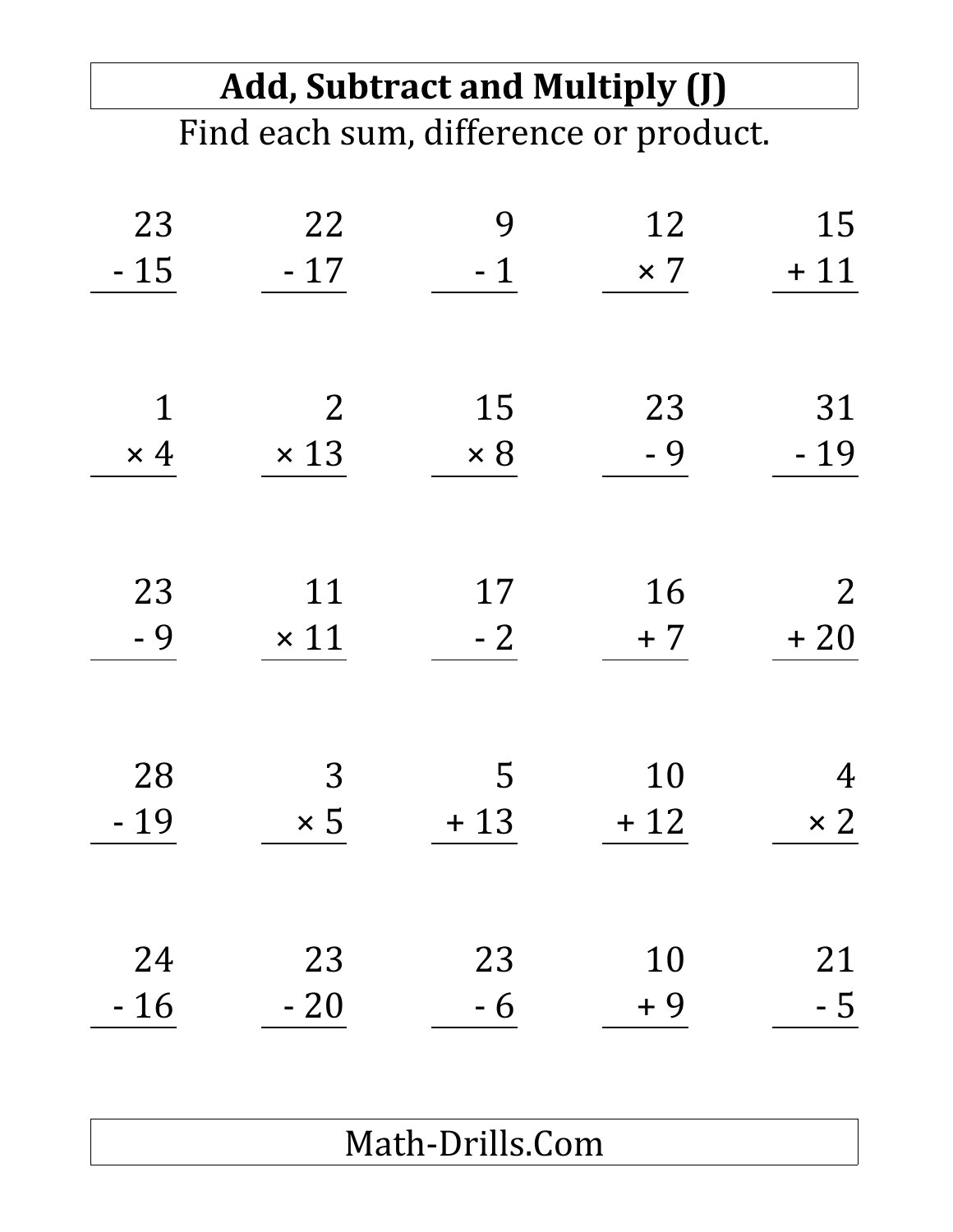# Add, Subtract and Multiply (J)

Find each sum, difference or product.

| | | | | |
|---|---|---|---|---|
| $\begin{array}{r} 23 \\ -\ 15 \\ \hline \end{array}$ | $\begin{array}{r} 22 \\ -\ 17 \\ \hline \end{array}$ | $\begin{array}{r} 9 \\ -\ 1 \\ \hline \end{array}$ | $\begin{array}{r} 12 \\ \times\ 7 \\ \hline \end{array}$ | $\begin{array}{r} 15 \\ +\ 11 \\ \hline \end{array}$ |
| $\begin{array}{r} 1 \\ \times\ 4 \\ \hline \end{array}$ | $\begin{array}{r} 2 \\ \times\ 13 \\ \hline \end{array}$ | $\begin{array}{r} 15 \\ \times\ 8 \\ \hline \end{array}$ | $\begin{array}{r} 23 \\ -\ 9 \\ \hline \end{array}$ | $\begin{array}{r} 31 \\ -\ 19 \\ \hline \end{array}$ |
| $\begin{array}{r} 23 \\ -\ 9 \\ \hline \end{array}$ | $\begin{array}{r} 11 \\ \times\ 11 \\ \hline \end{array}$ | $\begin{array}{r} 17 \\ -\ 2 \\ \hline \end{array}$ | $\begin{array}{r} 16 \\ +\ 7 \\ \hline \end{array}$ | $\begin{array}{r} 2 \\ +\ 20 \\ \hline \end{array}$ |
| $\begin{array}{r} 28 \\ -\ 19 \\ \hline \end{array}$ | $\begin{array}{r} 3 \\ \times\ 5 \\ \hline \end{array}$ | $\begin{array}{r} 5 \\ +\ 13 \\ \hline \end{array}$ | $\begin{array}{r} 10 \\ +\ 12 \\ \hline \end{array}$ | $\begin{array}{r} 4 \\ \times\ 2 \\ \hline \end{array}$ |
| $\begin{array}{r} 24 \\ -\ 16 \\ \hline \end{array}$ | $\begin{array}{r} 23 \\ -\ 20 \\ \hline \end{array}$ | $\begin{array}{r} 23 \\ -\ 6 \\ \hline \end{array}$ | $\begin{array}{r} 10 \\ +\ 9 \\ \hline \end{array}$ | $\begin{array}{r} 21 \\ -\ 5 \\ \hline \end{array}$ |

Math-Drills.Com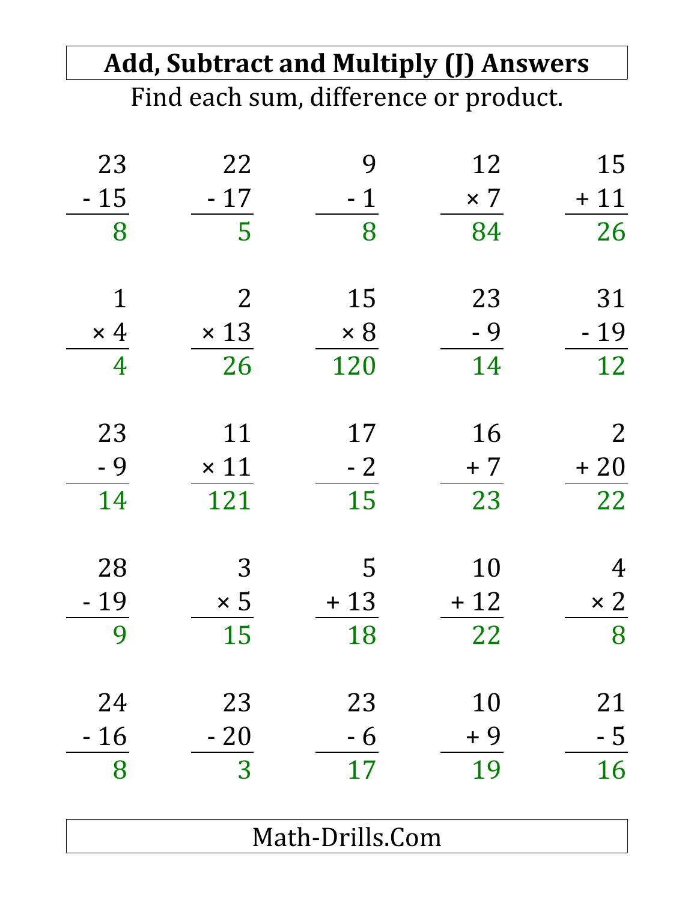# Add, Subtract and Multiply (J) Answers

Find each sum, difference or product.

| | | | | |
|---|---|---|---|---|
| $23 - 15 = 8$ | $22 - 17 = 5$ | $9 - 1 = 8$ | $12 \times 7 = 84$ | $15 + 11 = 26$ |
| $1 \times 4 = 4$ | $2 \times 13 = 26$ | $15 \times 8 = 120$ | $23 - 9 = 14$ | $31 - 19 = 12$ |
| $23 - 9 = 14$ | $11 \times 11 = 121$ | $17 - 2 = 15$ | $16 + 7 = 23$ | $2 + 20 = 22$ |
| $28 - 19 = 9$ | $3 \times 5 = 15$ | $5 + 13 = 18$ | $10 + 12 = 22$ | $4 \times 2 = 8$ |
| $24 - 16 = 8$ | $23 - 20 = 3$ | $23 - 6 = 17$ | $10 + 9 = 19$ | $21 - 5 = 16$ |

Math-Drills.Com